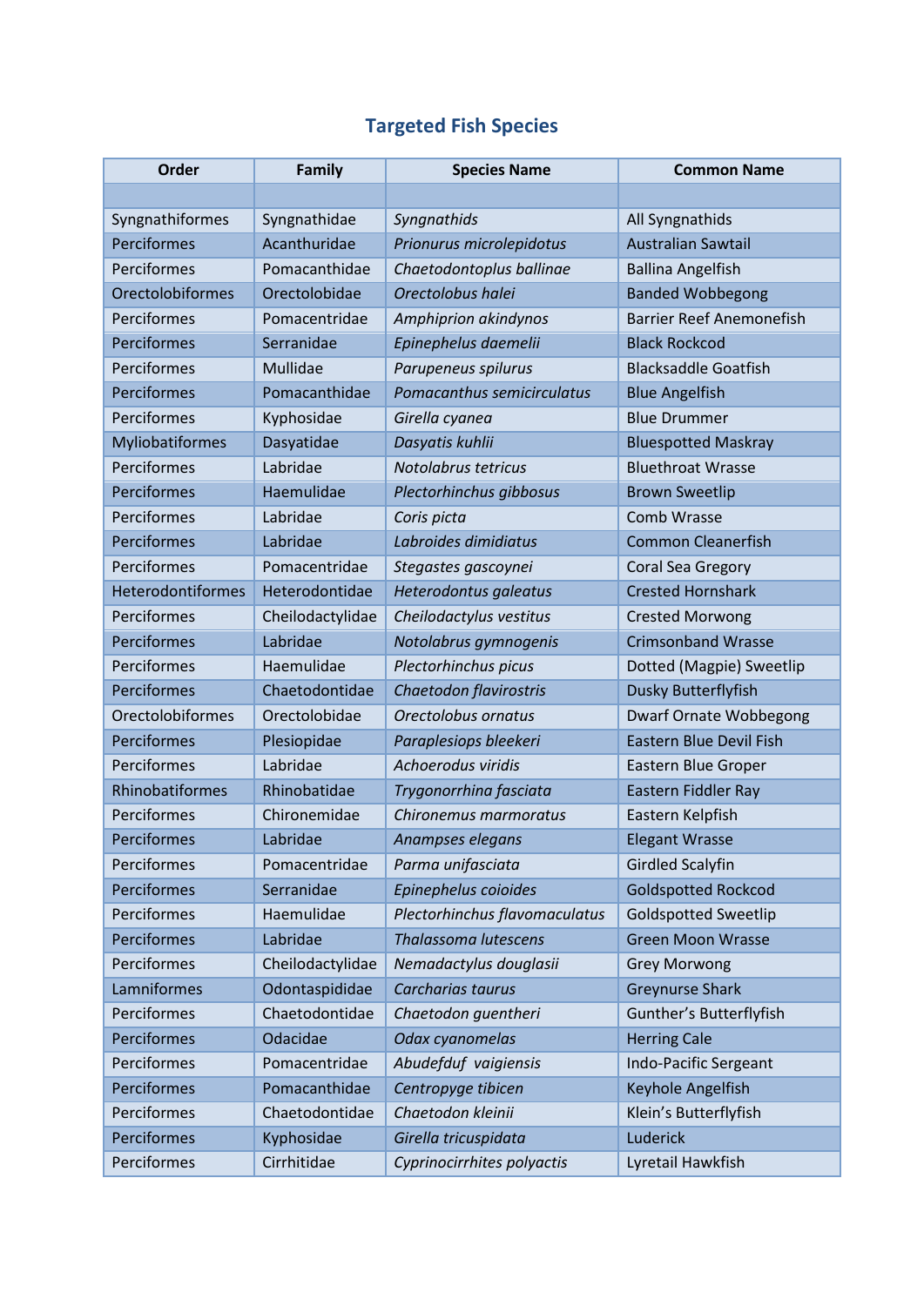## Targeted Fish Species

| Order | Family | Species Name | Common Name |
|---|---|---|---|
| | | | |
| Syngnathiformes | Syngnathidae | *Syngnathids* | All Syngnathids |
| Perciformes | Acanthuridae | *Prionurus microlepidotus* | Australian Sawtail |
| Perciformes | Pomacanthidae | *Chaetodontoplus ballinae* | Ballina Angelfish |
| Orectolobiformes | Orectolobidae | *Orectolobus halei* | Banded Wobbegong |
| Perciformes | Pomacentridae | *Amphiprion akindynos* | Barrier Reef Anemonefish |
| Perciformes | Serranidae | *Epinephelus daemelii* | Black Rockcod |
| Perciformes | Mullidae | *Parupeneus spilurus* | Blacksaddle Goatfish |
| Perciformes | Pomacanthidae | *Pomacanthus semicirculatus* | Blue Angelfish |
| Perciformes | Kyphosidae | *Girella cyanea* | Blue Drummer |
| Myliobatiformes | Dasyatidae | *Dasyatis kuhlii* | Bluespotted Maskray |
| Perciformes | Labridae | *Notolabrus tetricus* | Bluethroat Wrasse |
| Perciformes | Haemulidae | *Plectorhinchus gibbosus* | Brown Sweetlip |
| Perciformes | Labridae | *Coris picta* | Comb Wrasse |
| Perciformes | Labridae | *Labroides dimidiatus* | Common Cleanerfish |
| Perciformes | Pomacentridae | *Stegastes gascoynei* | Coral Sea Gregory |
| Heterodontiformes | Heterodontidae | *Heterodontus galeatus* | Crested Hornshark |
| Perciformes | Cheilodactylidae | *Cheilodactylus vestitus* | Crested Morwong |
| Perciformes | Labridae | *Notolabrus gymnogenis* | Crimsonband Wrasse |
| Perciformes | Haemulidae | *Plectorhinchus picus* | Dotted (Magpie) Sweetlip |
| Perciformes | Chaetodontidae | *Chaetodon flavirostris* | Dusky Butterflyfish |
| Orectolobiformes | Orectolobidae | *Orectolobus ornatus* | Dwarf Ornate Wobbegong |
| Perciformes | Plesiopidae | *Paraplesiops bleekeri* | Eastern Blue Devil Fish |
| Perciformes | Labridae | *Achoerodus viridis* | Eastern Blue Groper |
| Rhinobatiformes | Rhinobatidae | *Trygonorrhina fasciata* | Eastern Fiddler Ray |
| Perciformes | Chironemidae | *Chironemus marmoratus* | Eastern Kelpfish |
| Perciformes | Labridae | *Anampses elegans* | Elegant Wrasse |
| Perciformes | Pomacentridae | *Parma unifasciata* | Girdled Scalyfin |
| Perciformes | Serranidae | *Epinephelus coioides* | Goldspotted Rockcod |
| Perciformes | Haemulidae | *Plectorhinchus flavomaculatus* | Goldspotted Sweetlip |
| Perciformes | Labridae | *Thalassoma lutescens* | Green Moon Wrasse |
| Perciformes | Cheilodactylidae | *Nemadactylus douglasii* | Grey Morwong |
| Lamniformes | Odontaspididae | *Carcharias taurus* | Greynurse Shark |
| Perciformes | Chaetodontidae | *Chaetodon guentheri* | Gunther's Butterflyfish |
| Perciformes | Odacidae | *Odax cyanomelas* | Herring Cale |
| Perciformes | Pomacentridae | *Abudefduf vaigiensis* | Indo-Pacific Sergeant |
| Perciformes | Pomacanthidae | *Centropyge tibicen* | Keyhole Angelfish |
| Perciformes | Chaetodontidae | *Chaetodon kleinii* | Klein's Butterflyfish |
| Perciformes | Kyphosidae | *Girella tricuspidata* | Luderick |
| Perciformes | Cirrhitidae | *Cyprinocirrhites polyactis* | Lyretail Hawkfish |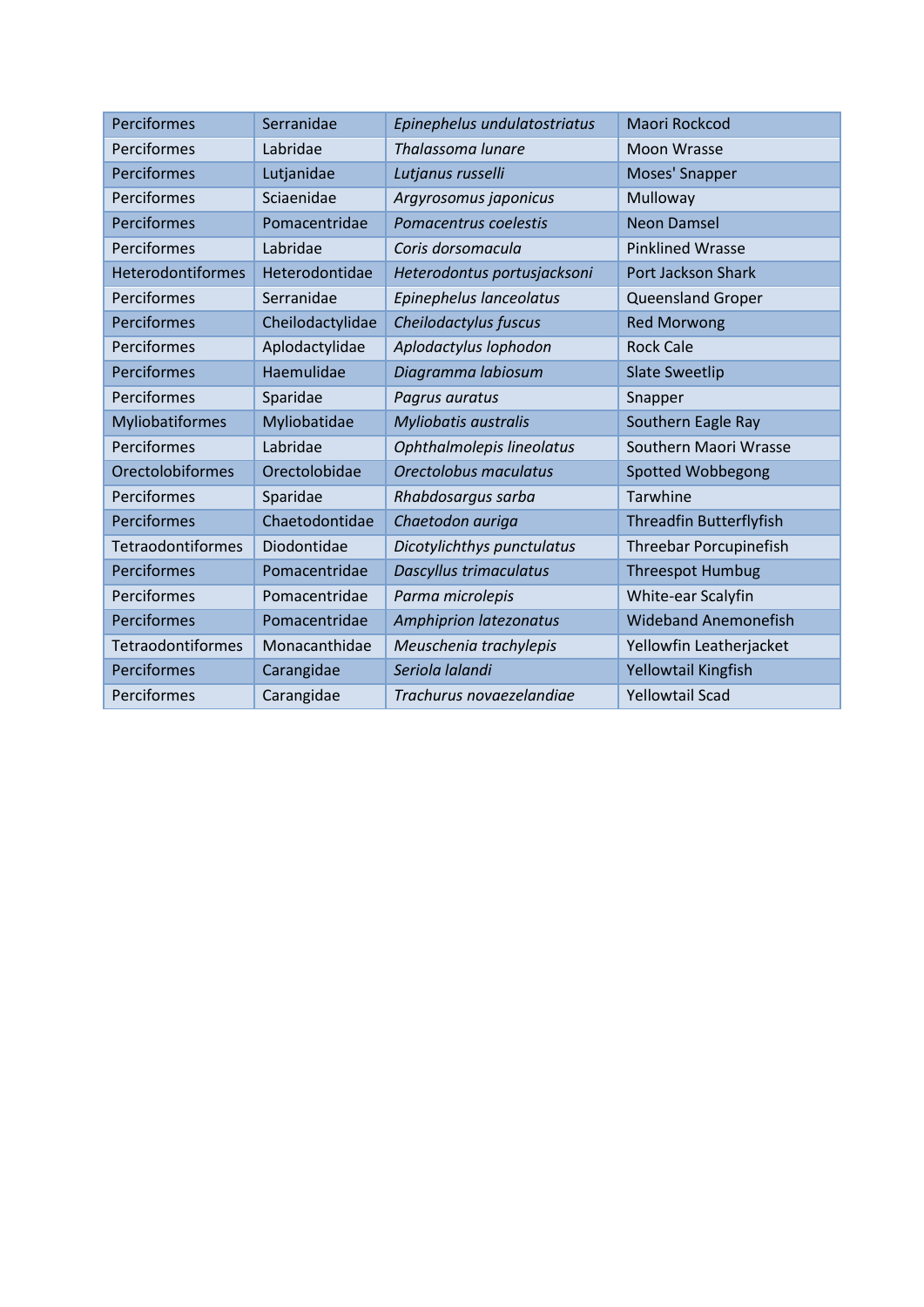| | | | |
|---|---|---|---|
| Perciformes | Serranidae | *Epinephelus undulatostriatus* | Maori Rockcod |
| Perciformes | Labridae | *Thalassoma lunare* | Moon Wrasse |
| Perciformes | Lutjanidae | *Lutjanus russelli* | Moses' Snapper |
| Perciformes | Sciaenidae | *Argyrosomus japonicus* | Mulloway |
| Perciformes | Pomacentridae | *Pomacentrus coelestis* | Neon Damsel |
| Perciformes | Labridae | *Coris dorsomacula* | Pinklined Wrasse |
| Heterodontiformes | Heterodontidae | *Heterodontus portusjacksoni* | Port Jackson Shark |
| Perciformes | Serranidae | *Epinephelus lanceolatus* | Queensland Groper |
| Perciformes | Cheilodactylidae | *Cheilodactylus fuscus* | Red Morwong |
| Perciformes | Aplodactylidae | *Aplodactylus lophodon* | Rock Cale |
| Perciformes | Haemulidae | *Diagramma labiosum* | Slate Sweetlip |
| Perciformes | Sparidae | *Pagrus auratus* | Snapper |
| Myliobatiformes | Myliobatidae | *Myliobatis australis* | Southern Eagle Ray |
| Perciformes | Labridae | *Ophthalmolepis lineolatus* | Southern Maori Wrasse |
| Orectolobiformes | Orectolobidae | *Orectolobus maculatus* | Spotted Wobbegong |
| Perciformes | Sparidae | *Rhabdosargus sarba* | Tarwhine |
| Perciformes | Chaetodontidae | *Chaetodon auriga* | Threadfin Butterflyfish |
| Tetraodontiformes | Diodontidae | *Dicotylichthys punctulatus* | Threebar Porcupinefish |
| Perciformes | Pomacentridae | *Dascyllus trimaculatus* | Threespot Humbug |
| Perciformes | Pomacentridae | *Parma microlepis* | White-ear Scalyfin |
| Perciformes | Pomacentridae | *Amphiprion latezonatus* | Wideband Anemonefish |
| Tetraodontiformes | Monacanthidae | *Meuschenia trachylepis* | Yellowfin Leatherjacket |
| Perciformes | Carangidae | *Seriola lalandi* | Yellowtail Kingfish |
| Perciformes | Carangidae | *Trachurus novaezelandiae* | Yellowtail Scad |